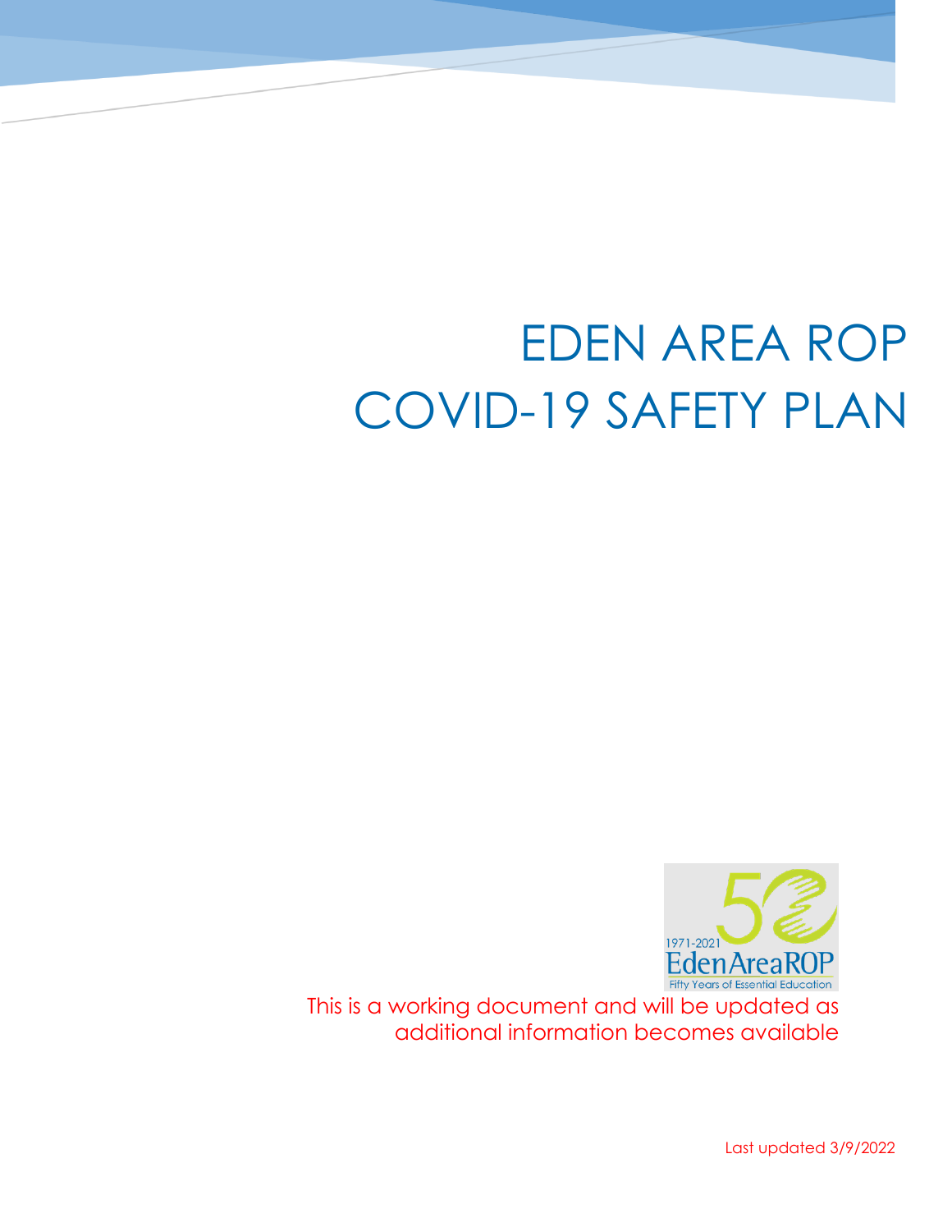# EDEN AREA ROP COVID-19 SAFETY PLAN

1971-2021
EdenAreaROP
Fifty Years of Essential Education

This is a working document and will be updated as additional information becomes available

Last updated 3/9/2022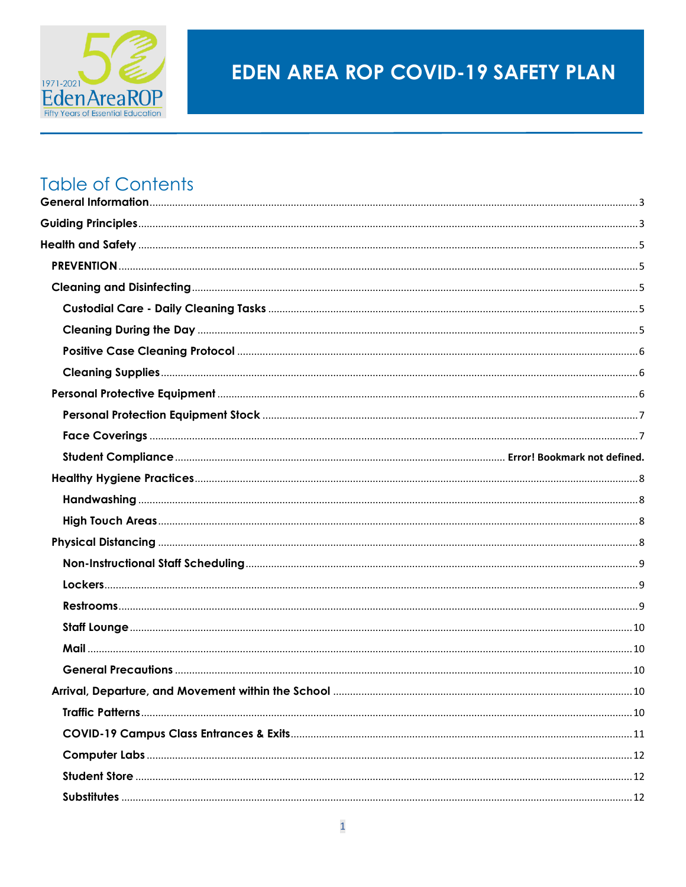# EDEN AREA ROP COVID-19 SAFETY PLAN

## Table of Contents

General Information .......... 3

Guiding Principles .......... 3

Health and Safety .......... 5

- PREVENTION .......... 5
- Cleaning and Disinfecting .......... 5
  - Custodial Care - Daily Cleaning Tasks .......... 5
  - Cleaning During the Day .......... 5
  - Positive Case Cleaning Protocol .......... 6
  - Cleaning Supplies .......... 6
- Personal Protective Equipment .......... 6
  - Personal Protection Equipment Stock .......... 7
  - Face Coverings .......... 7
  - Student Compliance .......... Error! Bookmark not defined.
- Healthy Hygiene Practices .......... 8
  - Handwashing .......... 8
  - High Touch Areas .......... 8
- Physical Distancing .......... 8
  - Non-Instructional Staff Scheduling .......... 9
  - Lockers .......... 9
  - Restrooms .......... 9
  - Staff Lounge .......... 10
  - Mail .......... 10
  - General Precautions .......... 10
- Arrival, Departure, and Movement within the School .......... 10
  - Traffic Patterns .......... 10
  - COVID-19 Campus Class Entrances & Exits .......... 11
  - Computer Labs .......... 12
  - Student Store .......... 12
  - Substitutes .......... 12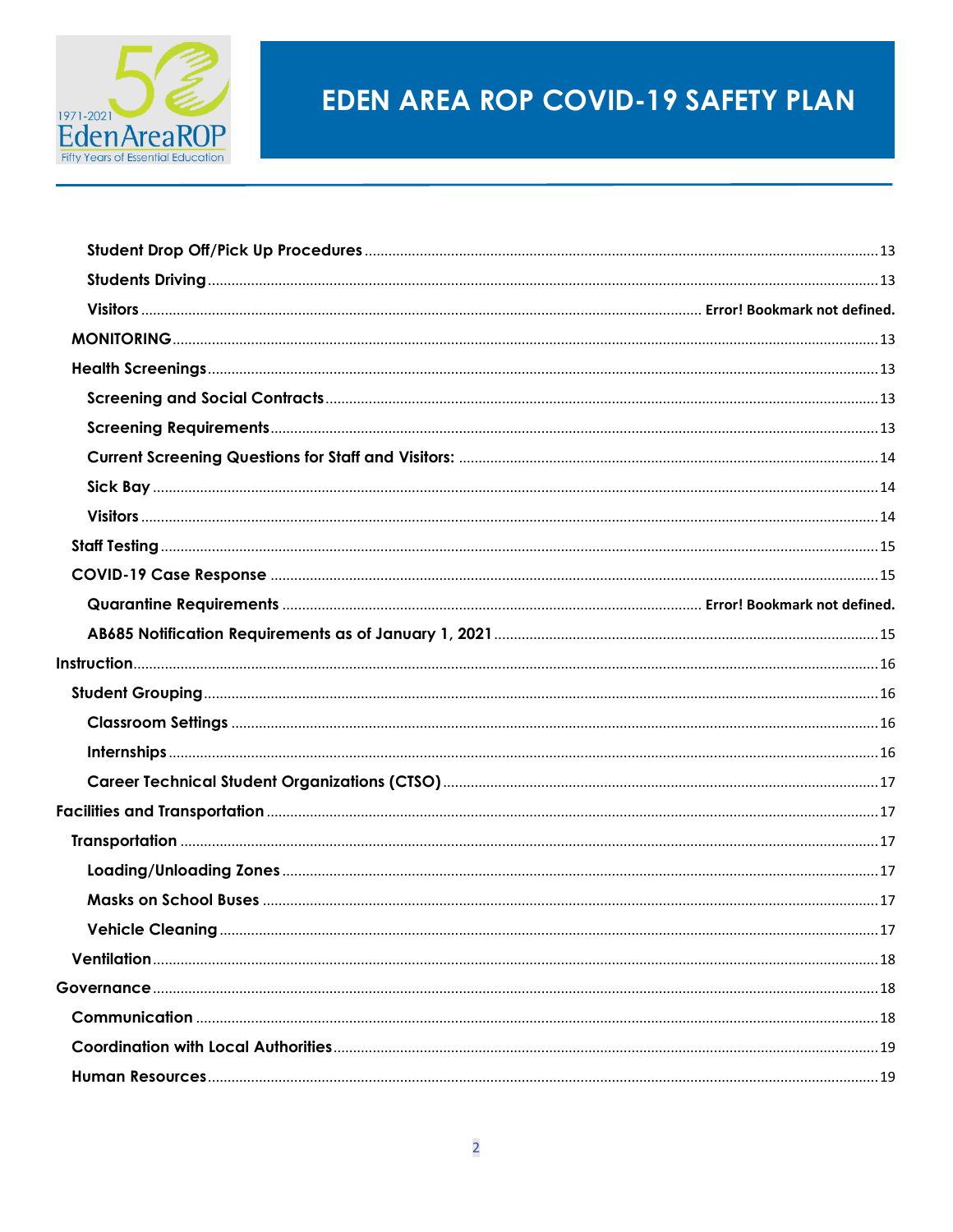- Student Drop Off/Pick Up Procedures ..... 13
- Students Driving ..... 13
- Visitors ..... Error! Bookmark not defined.

MONITORING ..... 13

Health Screenings ..... 13

- Screening and Social Contracts ..... 13
- Screening Requirements ..... 13
- Current Screening Questions for Staff and Visitors: ..... 14
- Sick Bay ..... 14
- Visitors ..... 14

Staff Testing ..... 15

COVID-19 Case Response ..... 15

- Quarantine Requirements ..... Error! Bookmark not defined.
- AB685 Notification Requirements as of January 1, 2021 ..... 15

Instruction ..... 16

Student Grouping ..... 16

- Classroom Settings ..... 16
- Internships ..... 16
- Career Technical Student Organizations (CTSO) ..... 17

Facilities and Transportation ..... 17

Transportation ..... 17

- Loading/Unloading Zones ..... 17
- Masks on School Buses ..... 17
- Vehicle Cleaning ..... 17

Ventilation ..... 18

Governance ..... 18

Communication ..... 18

Coordination with Local Authorities ..... 19

Human Resources ..... 19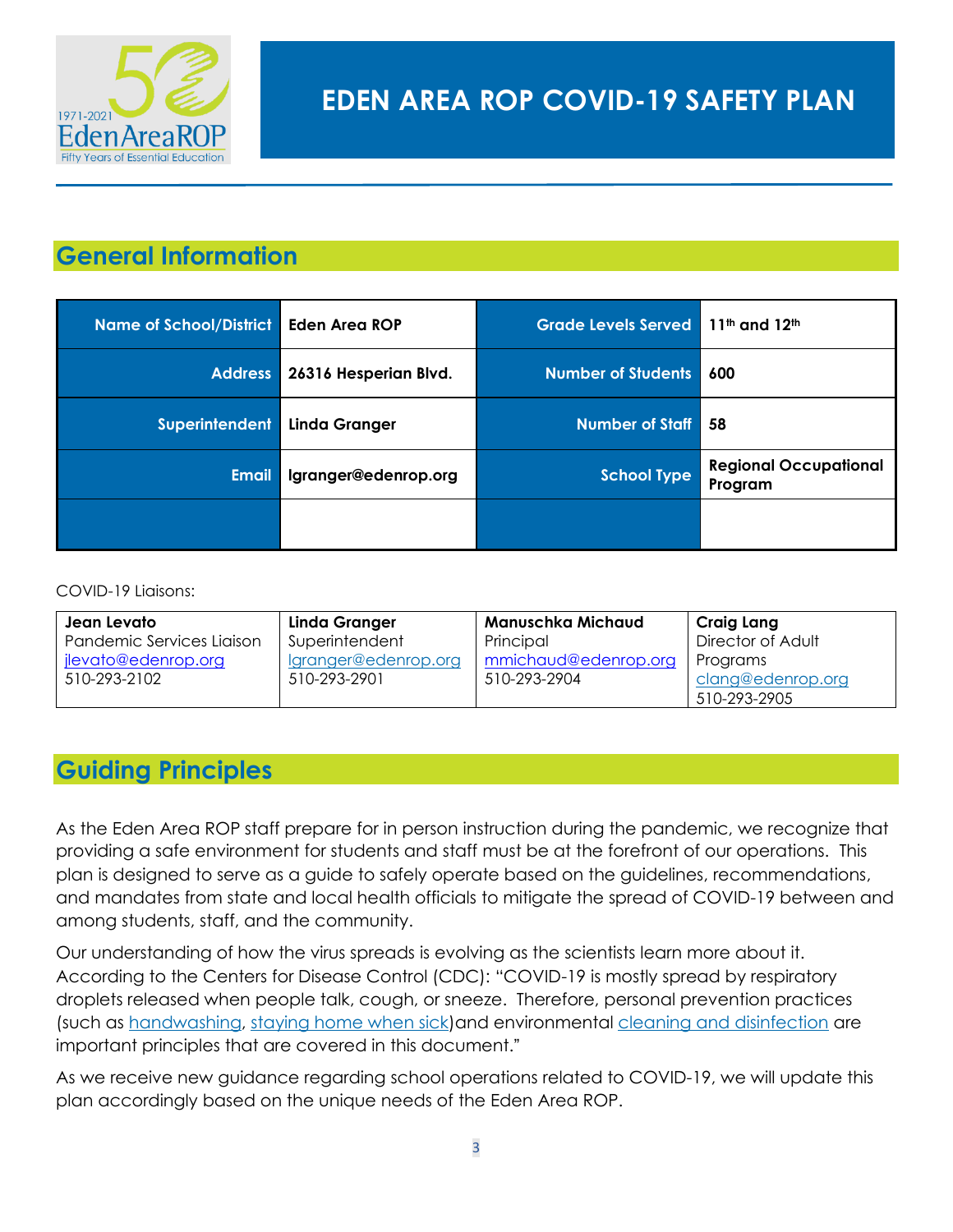# EDEN AREA ROP COVID-19 SAFETY PLAN

## General Information

| Name of School/District | Eden Area ROP | Grade Levels Served | 11th and 12th |
|---|---|---|---|
| Address | 26316 Hesperian Blvd. | Number of Students | 600 |
| Superintendent | Linda Granger | Number of Staff | 58 |
| Email | lgranger@edenrop.org | School Type | Regional Occupational Program |
| | | | |

COVID-19 Liaisons:

| Jean Levato | Linda Granger | Manuschka Michaud | Craig Lang |
|---|---|---|---|
| Pandemic Services Liaison | Superintendent | Principal | Director of Adult Programs |
| jlevato@edenrop.org | lgranger@edenrop.org | mmichaud@edenrop.org | clang@edenrop.org |
| 510-293-2102 | 510-293-2901 | 510-293-2904 | 510-293-2905 |

## Guiding Principles

As the Eden Area ROP staff prepare for in person instruction during the pandemic, we recognize that providing a safe environment for students and staff must be at the forefront of our operations. This plan is designed to serve as a guide to safely operate based on the guidelines, recommendations, and mandates from state and local health officials to mitigate the spread of COVID-19 between and among students, staff, and the community.

Our understanding of how the virus spreads is evolving as the scientists learn more about it. According to the Centers for Disease Control (CDC): "COVID-19 is mostly spread by respiratory droplets released when people talk, cough, or sneeze. Therefore, personal prevention practices (such as handwashing, staying home when sick)and environmental cleaning and disinfection are important principles that are covered in this document."

As we receive new guidance regarding school operations related to COVID-19, we will update this plan accordingly based on the unique needs of the Eden Area ROP.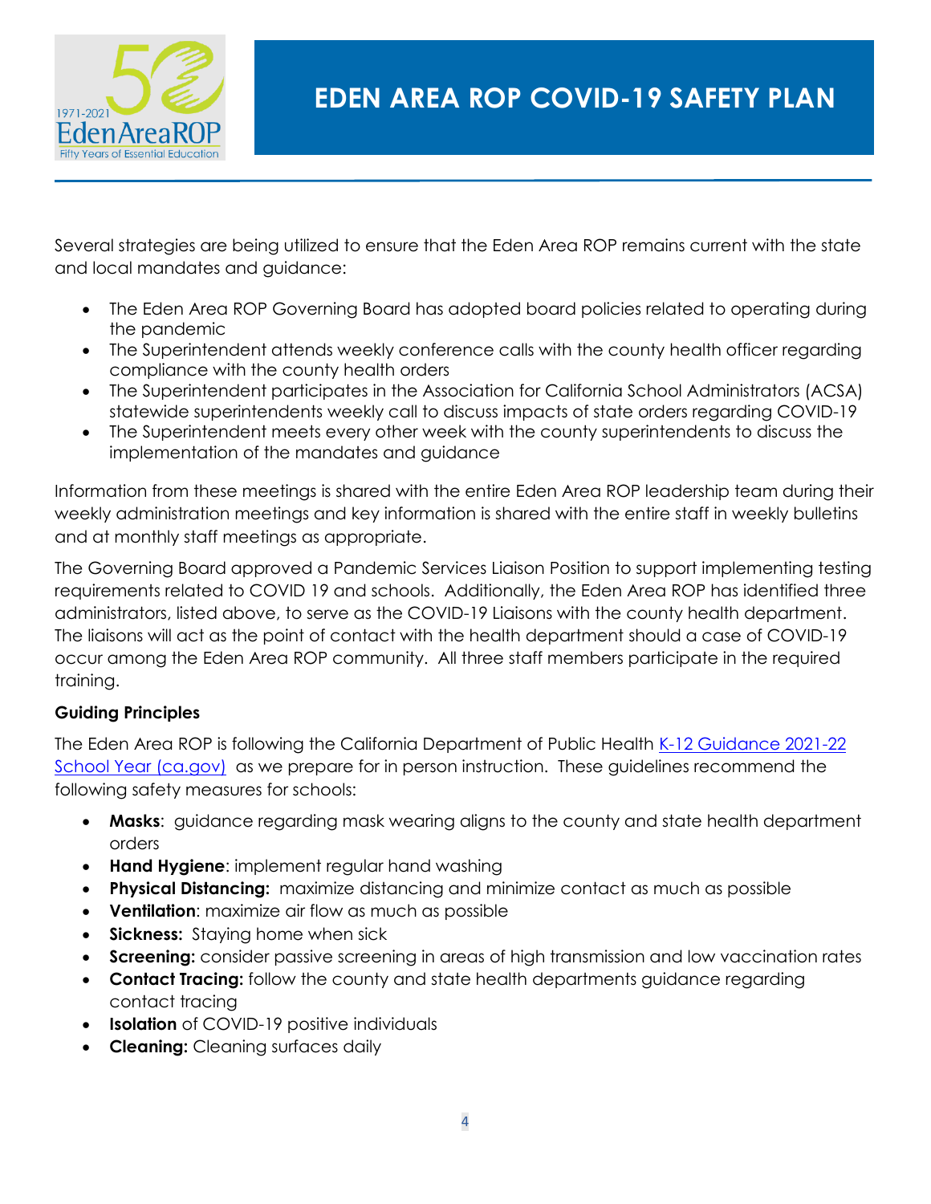Several strategies are being utilized to ensure that the Eden Area ROP remains current with the state and local mandates and guidance:

- The Eden Area ROP Governing Board has adopted board policies related to operating during the pandemic
- The Superintendent attends weekly conference calls with the county health officer regarding compliance with the county health orders
- The Superintendent participates in the Association for California School Administrators (ACSA) statewide superintendents weekly call to discuss impacts of state orders regarding COVID-19
- The Superintendent meets every other week with the county superintendents to discuss the implementation of the mandates and guidance

Information from these meetings is shared with the entire Eden Area ROP leadership team during their weekly administration meetings and key information is shared with the entire staff in weekly bulletins and at monthly staff meetings as appropriate.

The Governing Board approved a Pandemic Services Liaison Position to support implementing testing requirements related to COVID 19 and schools. Additionally, the Eden Area ROP has identified three administrators, listed above, to serve as the COVID-19 Liaisons with the county health department. The liaisons will act as the point of contact with the health department should a case of COVID-19 occur among the Eden Area ROP community. All three staff members participate in the required training.

**Guiding Principles**

The Eden Area ROP is following the California Department of Public Health [K-12 Guidance 2021-22 School Year (ca.gov)] as we prepare for in person instruction. These guidelines recommend the following safety measures for schools:

- **Masks**: guidance regarding mask wearing aligns to the county and state health department orders
- **Hand Hygiene**: implement regular hand washing
- **Physical Distancing:** maximize distancing and minimize contact as much as possible
- **Ventilation**: maximize air flow as much as possible
- **Sickness:** Staying home when sick
- **Screening:** consider passive screening in areas of high transmission and low vaccination rates
- **Contact Tracing:** follow the county and state health departments guidance regarding contact tracing
- **Isolation** of COVID-19 positive individuals
- **Cleaning:** Cleaning surfaces daily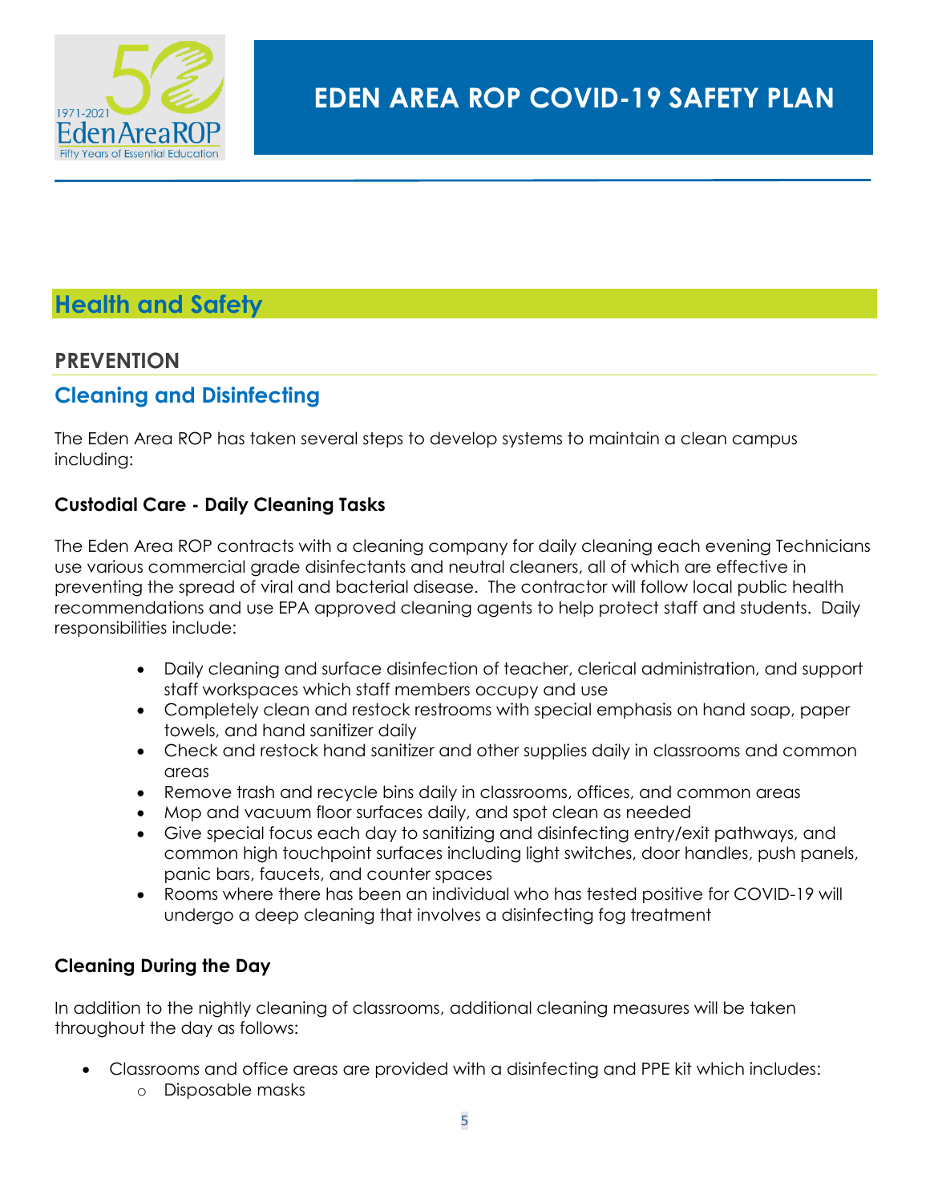## Health and Safety

### PREVENTION

### Cleaning and Disinfecting

The Eden Area ROP has taken several steps to develop systems to maintain a clean campus including:

**Custodial Care - Daily Cleaning Tasks**

The Eden Area ROP contracts with a cleaning company for daily cleaning each evening Technicians use various commercial grade disinfectants and neutral cleaners, all of which are effective in preventing the spread of viral and bacterial disease. The contractor will follow local public health recommendations and use EPA approved cleaning agents to help protect staff and students. Daily responsibilities include:

- Daily cleaning and surface disinfection of teacher, clerical administration, and support staff workspaces which staff members occupy and use
- Completely clean and restock restrooms with special emphasis on hand soap, paper towels, and hand sanitizer daily
- Check and restock hand sanitizer and other supplies daily in classrooms and common areas
- Remove trash and recycle bins daily in classrooms, offices, and common areas
- Mop and vacuum floor surfaces daily, and spot clean as needed
- Give special focus each day to sanitizing and disinfecting entry/exit pathways, and common high touchpoint surfaces including light switches, door handles, push panels, panic bars, faucets, and counter spaces
- Rooms where there has been an individual who has tested positive for COVID-19 will undergo a deep cleaning that involves a disinfecting fog treatment

**Cleaning During the Day**

In addition to the nightly cleaning of classrooms, additional cleaning measures will be taken throughout the day as follows:

- Classrooms and office areas are provided with a disinfecting and PPE kit which includes:
  - Disposable masks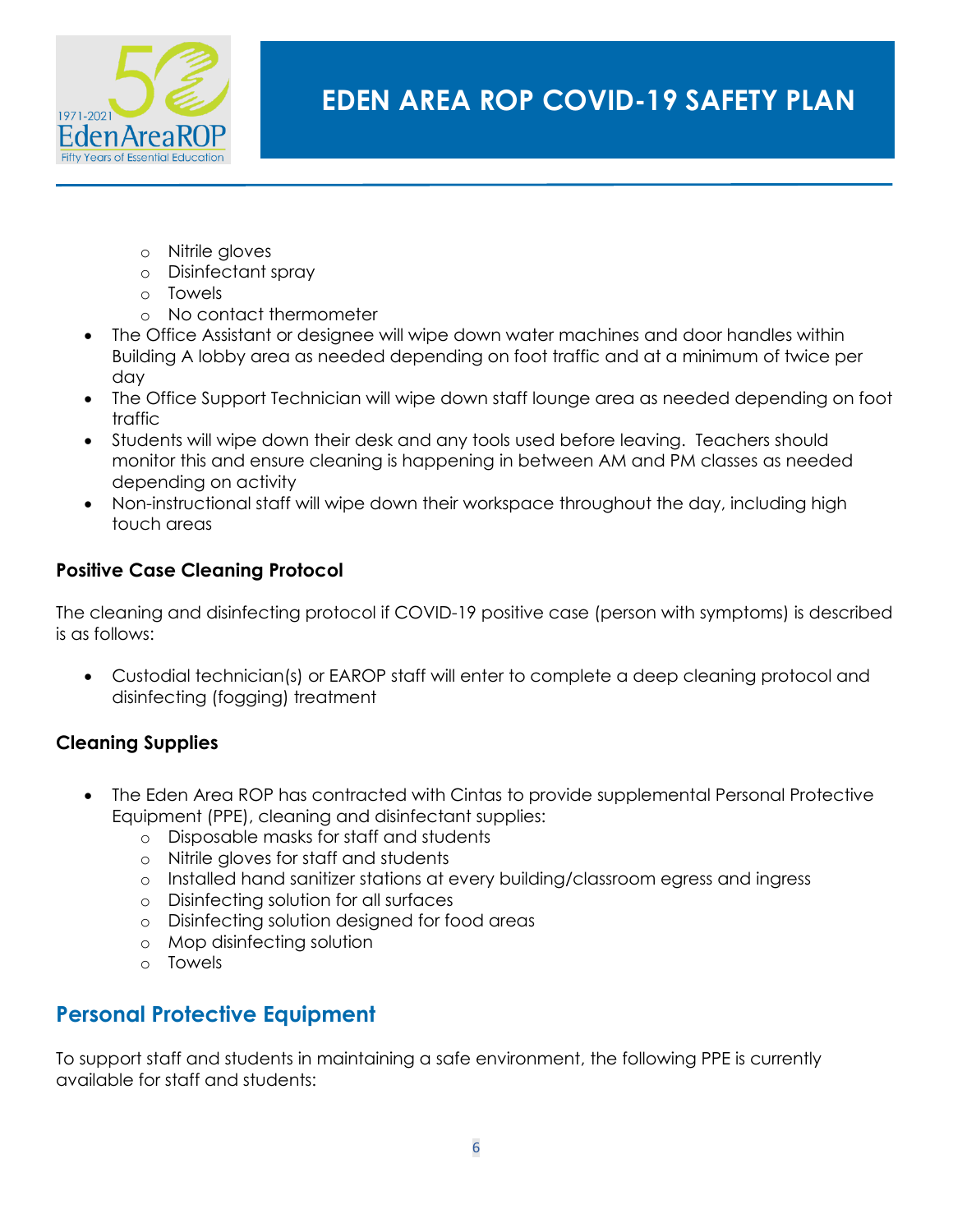- Nitrile gloves
  - Disinfectant spray
  - Towels
  - No contact thermometer
- The Office Assistant or designee will wipe down water machines and door handles within Building A lobby area as needed depending on foot traffic and at a minimum of twice per day
- The Office Support Technician will wipe down staff lounge area as needed depending on foot traffic
- Students will wipe down their desk and any tools used before leaving. Teachers should monitor this and ensure cleaning is happening in between AM and PM classes as needed depending on activity
- Non-instructional staff will wipe down their workspace throughout the day, including high touch areas

### Positive Case Cleaning Protocol

The cleaning and disinfecting protocol if COVID-19 positive case (person with symptoms) is described is as follows:

- Custodial technician(s) or EAROP staff will enter to complete a deep cleaning protocol and disinfecting (fogging) treatment

### Cleaning Supplies

- The Eden Area ROP has contracted with Cintas to provide supplemental Personal Protective Equipment (PPE), cleaning and disinfectant supplies:
  - Disposable masks for staff and students
  - Nitrile gloves for staff and students
  - Installed hand sanitizer stations at every building/classroom egress and ingress
  - Disinfecting solution for all surfaces
  - Disinfecting solution designed for food areas
  - Mop disinfecting solution
  - Towels

## Personal Protective Equipment

To support staff and students in maintaining a safe environment, the following PPE is currently available for staff and students: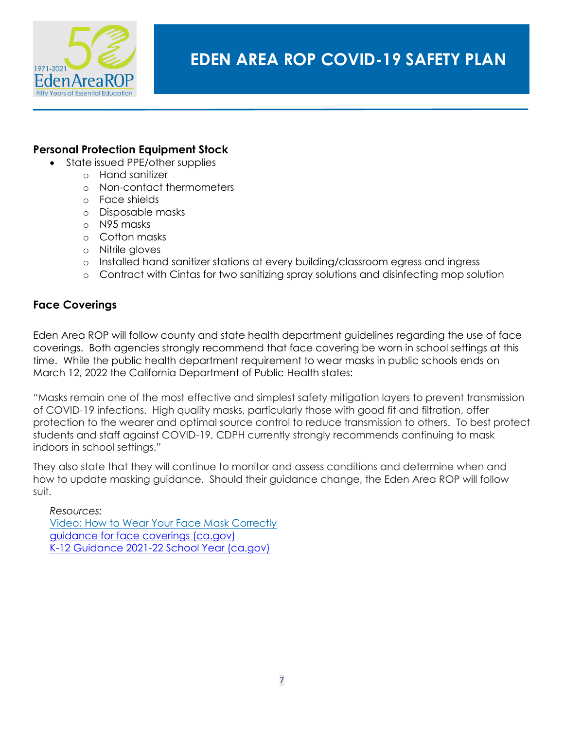**Personal Protection Equipment Stock**

- State issued PPE/other supplies
    - Hand sanitizer
    - Non-contact thermometers
    - Face shields
    - Disposable masks
    - N95 masks
    - Cotton masks
    - Nitrile gloves
    - Installed hand sanitizer stations at every building/classroom egress and ingress
    - Contract with Cintas for two sanitizing spray solutions and disinfecting mop solution

**Face Coverings**

Eden Area ROP will follow county and state health department guidelines regarding the use of face coverings. Both agencies strongly recommend that face covering be worn in school settings at this time. While the public health department requirement to wear masks in public schools ends on March 12, 2022 the California Department of Public Health states:

"Masks remain one of the most effective and simplest safety mitigation layers to prevent transmission of COVID-19 infections. High quality masks, particularly those with good fit and filtration, offer protection to the wearer and optimal source control to reduce transmission to others. To best protect students and staff against COVID-19, CDPH currently strongly recommends continuing to mask indoors in school settings."

They also state that they will continue to monitor and assess conditions and determine when and how to update masking guidance. Should their guidance change, the Eden Area ROP will follow suit.

*Resources:*
Video: How to Wear Your Face Mask Correctly
guidance for face coverings (ca.gov)
K-12 Guidance 2021-22 School Year (ca.gov)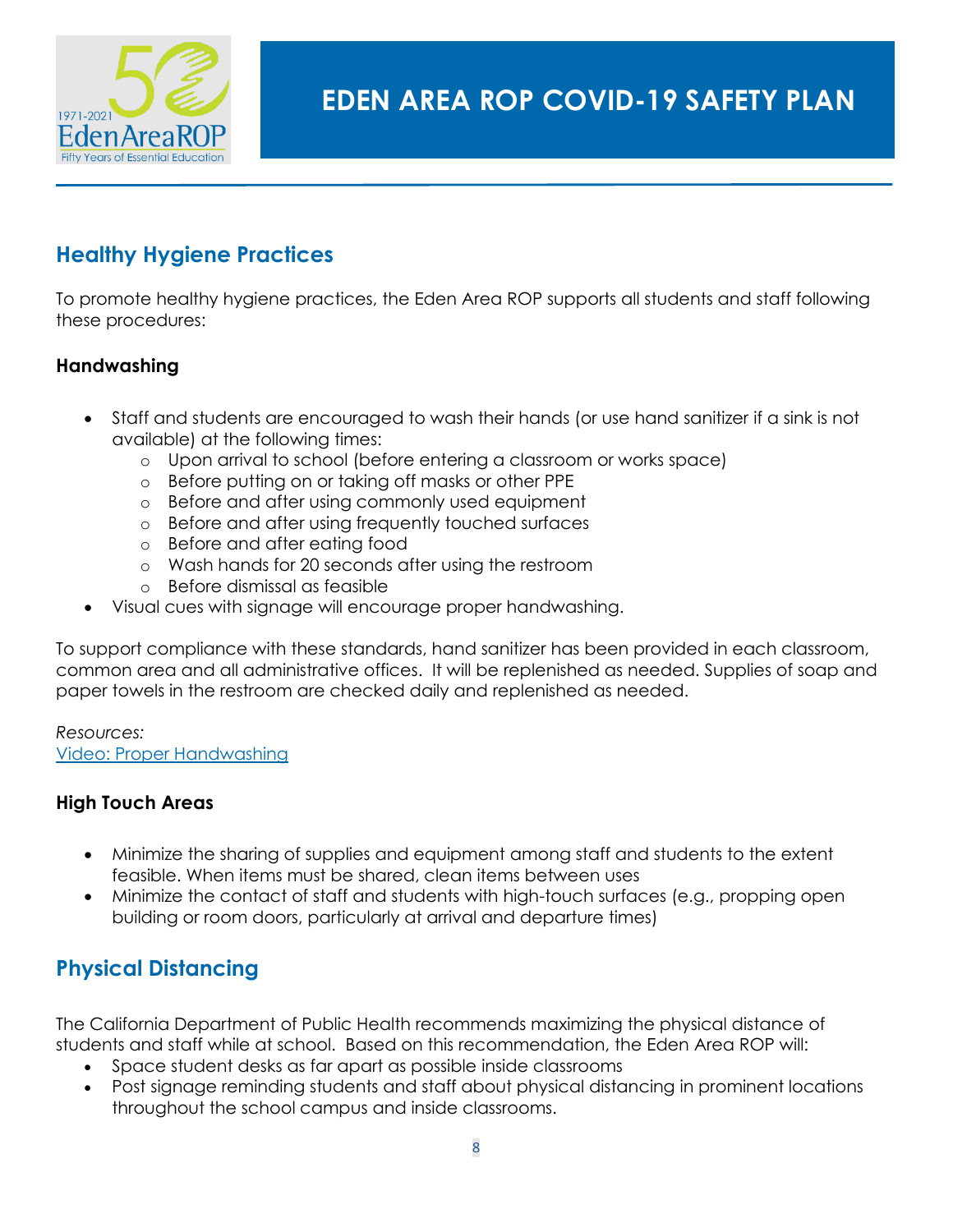## Healthy Hygiene Practices

To promote healthy hygiene practices, the Eden Area ROP supports all students and staff following these procedures:

### Handwashing

- Staff and students are encouraged to wash their hands (or use hand sanitizer if a sink is not available) at the following times:
  - Upon arrival to school (before entering a classroom or works space)
  - Before putting on or taking off masks or other PPE
  - Before and after using commonly used equipment
  - Before and after using frequently touched surfaces
  - Before and after eating food
  - Wash hands for 20 seconds after using the restroom
  - Before dismissal as feasible
- Visual cues with signage will encourage proper handwashing.

To support compliance with these standards, hand sanitizer has been provided in each classroom, common area and all administrative offices. It will be replenished as needed. Supplies of soap and paper towels in the restroom are checked daily and replenished as needed.

*Resources:*
Video: Proper Handwashing

### High Touch Areas

- Minimize the sharing of supplies and equipment among staff and students to the extent feasible. When items must be shared, clean items between uses
- Minimize the contact of staff and students with high-touch surfaces (e.g., propping open building or room doors, particularly at arrival and departure times)

## Physical Distancing

The California Department of Public Health recommends maximizing the physical distance of students and staff while at school. Based on this recommendation, the Eden Area ROP will:

- Space student desks as far apart as possible inside classrooms
- Post signage reminding students and staff about physical distancing in prominent locations throughout the school campus and inside classrooms.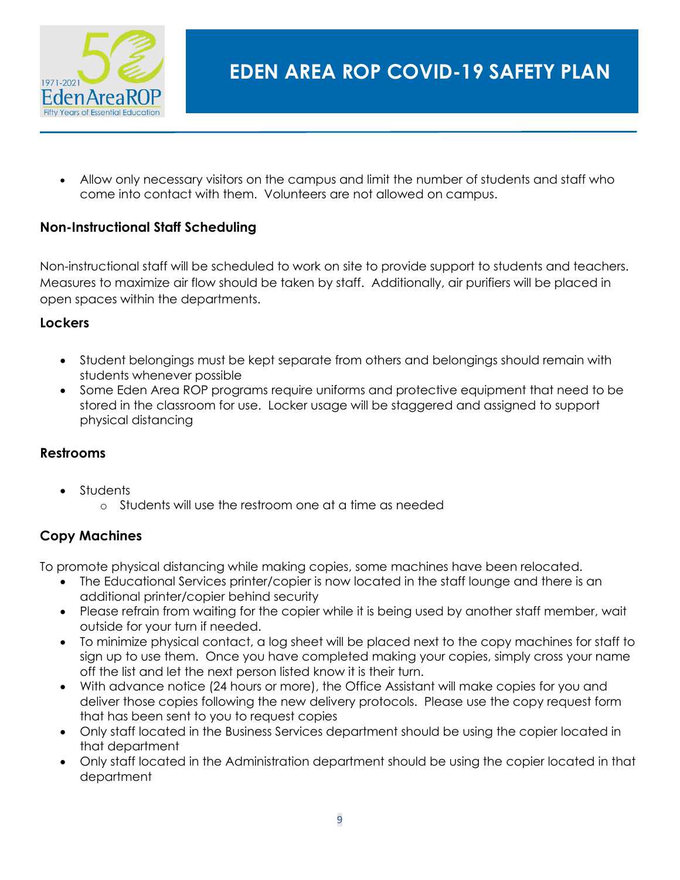- Allow only necessary visitors on the campus and limit the number of students and staff who come into contact with them. Volunteers are not allowed on campus.

## Non-Instructional Staff Scheduling

Non-instructional staff will be scheduled to work on site to provide support to students and teachers. Measures to maximize air flow should be taken by staff. Additionally, air purifiers will be placed in open spaces within the departments.

## Lockers

- Student belongings must be kept separate from others and belongings should remain with students whenever possible
- Some Eden Area ROP programs require uniforms and protective equipment that need to be stored in the classroom for use. Locker usage will be staggered and assigned to support physical distancing

## Restrooms

- Students
  - Students will use the restroom one at a time as needed

## Copy Machines

To promote physical distancing while making copies, some machines have been relocated.

- The Educational Services printer/copier is now located in the staff lounge and there is an additional printer/copier behind security
- Please refrain from waiting for the copier while it is being used by another staff member, wait outside for your turn if needed.
- To minimize physical contact, a log sheet will be placed next to the copy machines for staff to sign up to use them. Once you have completed making your copies, simply cross your name off the list and let the next person listed know it is their turn.
- With advance notice (24 hours or more), the Office Assistant will make copies for you and deliver those copies following the new delivery protocols. Please use the copy request form that has been sent to you to request copies
- Only staff located in the Business Services department should be using the copier located in that department
- Only staff located in the Administration department should be using the copier located in that department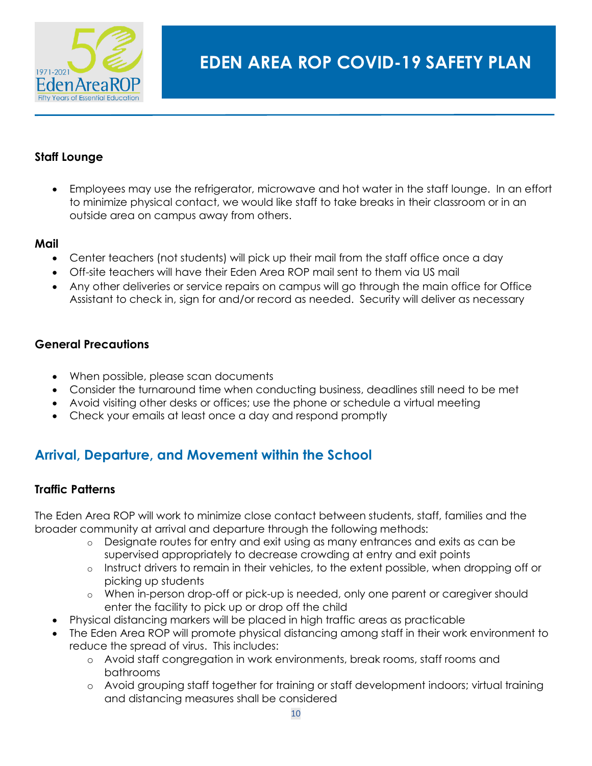### Staff Lounge

- Employees may use the refrigerator, microwave and hot water in the staff lounge. In an effort to minimize physical contact, we would like staff to take breaks in their classroom or in an outside area on campus away from others.

### Mail

- Center teachers (not students) will pick up their mail from the staff office once a day
- Off-site teachers will have their Eden Area ROP mail sent to them via US mail
- Any other deliveries or service repairs on campus will go through the main office for Office Assistant to check in, sign for and/or record as needed. Security will deliver as necessary

### General Precautions

- When possible, please scan documents
- Consider the turnaround time when conducting business, deadlines still need to be met
- Avoid visiting other desks or offices; use the phone or schedule a virtual meeting
- Check your emails at least once a day and respond promptly

## Arrival, Departure, and Movement within the School

### Traffic Patterns

The Eden Area ROP will work to minimize close contact between students, staff, families and the broader community at arrival and departure through the following methods:

- Designate routes for entry and exit using as many entrances and exits as can be supervised appropriately to decrease crowding at entry and exit points
- Instruct drivers to remain in their vehicles, to the extent possible, when dropping off or picking up students
- When in-person drop-off or pick-up is needed, only one parent or caregiver should enter the facility to pick up or drop off the child

- Physical distancing markers will be placed in high traffic areas as practicable
- The Eden Area ROP will promote physical distancing among staff in their work environment to reduce the spread of virus. This includes:
  - Avoid staff congregation in work environments, break rooms, staff rooms and bathrooms
  - Avoid grouping staff together for training or staff development indoors; virtual training and distancing measures shall be considered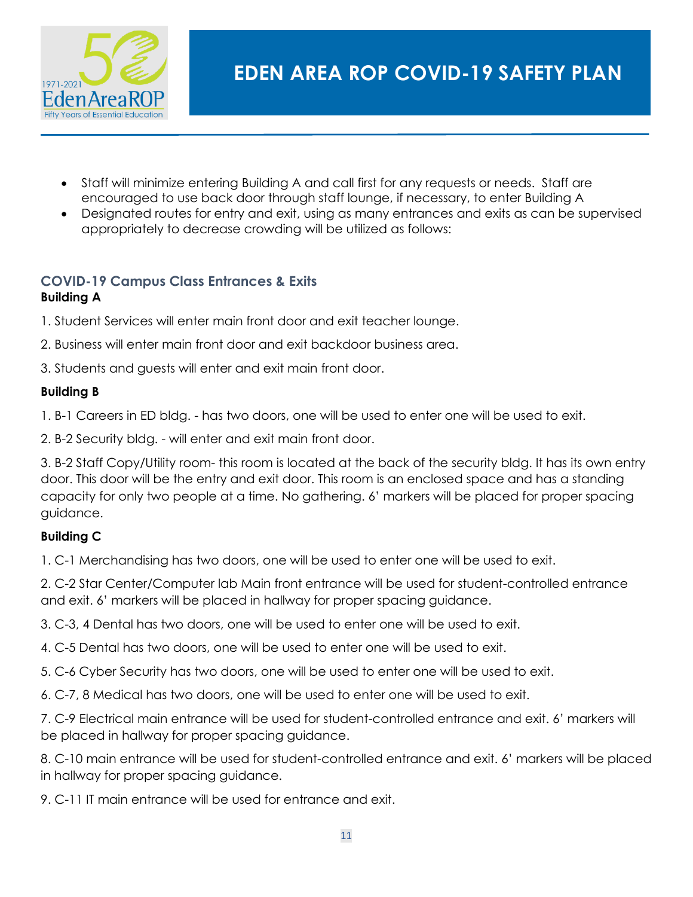- Staff will minimize entering Building A and call first for any requests or needs. Staff are encouraged to use back door through staff lounge, if necessary, to enter Building A
- Designated routes for entry and exit, using as many entrances and exits as can be supervised appropriately to decrease crowding will be utilized as follows:

## COVID-19 Campus Class Entrances & Exits

**Building A**

1. Student Services will enter main front door and exit teacher lounge.

2. Business will enter main front door and exit backdoor business area.

3. Students and guests will enter and exit main front door.

**Building B**

1. B-1 Careers in ED bldg. - has two doors, one will be used to enter one will be used to exit.

2. B-2 Security bldg. - will enter and exit main front door.

3. B-2 Staff Copy/Utility room- this room is located at the back of the security bldg. It has its own entry door. This door will be the entry and exit door. This room is an enclosed space and has a standing capacity for only two people at a time. No gathering. 6' markers will be placed for proper spacing guidance.

**Building C**

1. C-1 Merchandising has two doors, one will be used to enter one will be used to exit.

2. C-2 Star Center/Computer lab Main front entrance will be used for student-controlled entrance and exit. 6' markers will be placed in hallway for proper spacing guidance.

3. C-3, 4 Dental has two doors, one will be used to enter one will be used to exit.

4. C-5 Dental has two doors, one will be used to enter one will be used to exit.

5. C-6 Cyber Security has two doors, one will be used to enter one will be used to exit.

6. C-7, 8 Medical has two doors, one will be used to enter one will be used to exit.

7. C-9 Electrical main entrance will be used for student-controlled entrance and exit. 6' markers will be placed in hallway for proper spacing guidance.

8. C-10 main entrance will be used for student-controlled entrance and exit. 6' markers will be placed in hallway for proper spacing guidance.

9. C-11 IT main entrance will be used for entrance and exit.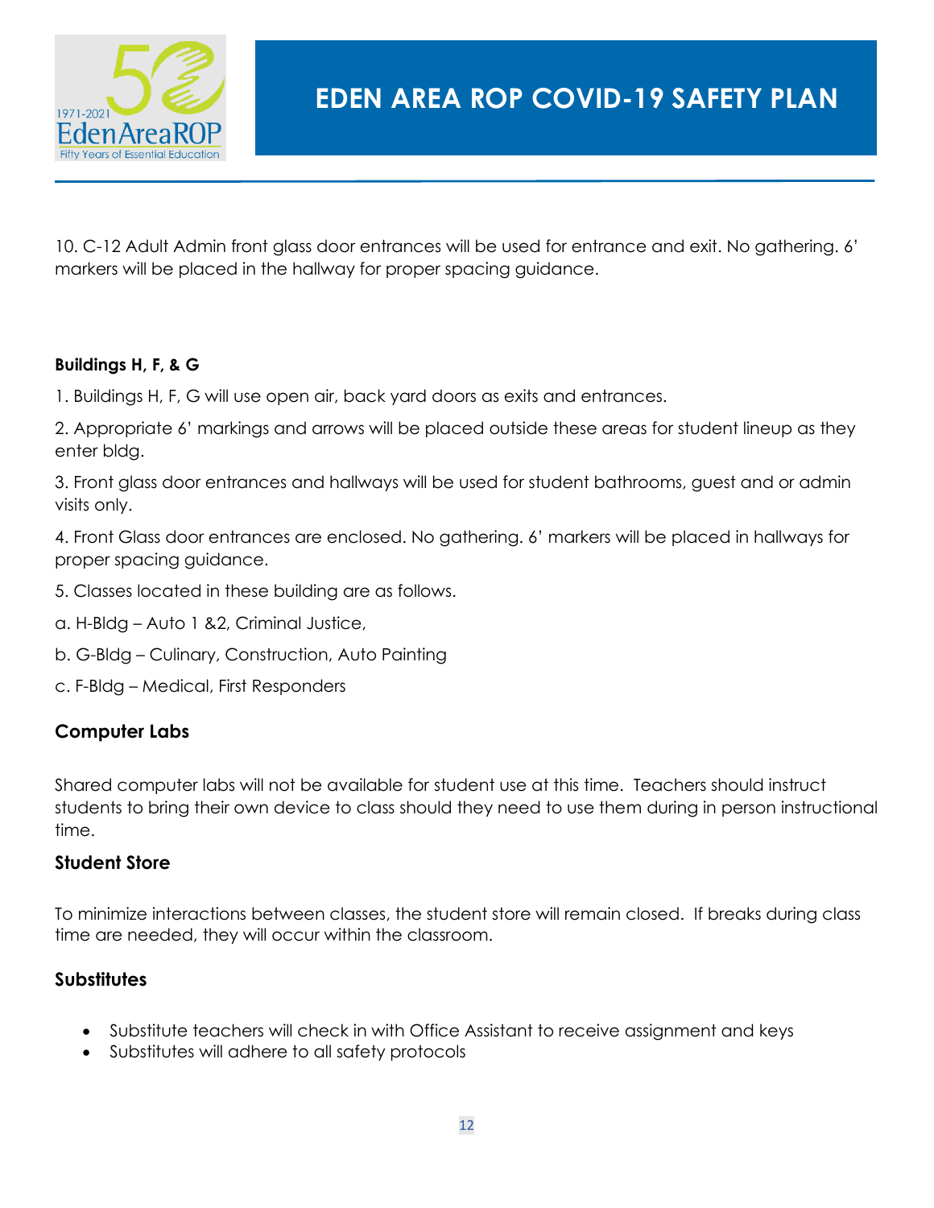10. C-12 Adult Admin front glass door entrances will be used for entrance and exit. No gathering. 6' markers will be placed in the hallway for proper spacing guidance.

**Buildings H, F, & G**

1. Buildings H, F, G will use open air, back yard doors as exits and entrances.

2. Appropriate 6' markings and arrows will be placed outside these areas for student lineup as they enter bldg.

3. Front glass door entrances and hallways will be used for student bathrooms, guest and or admin visits only.

4. Front Glass door entrances are enclosed. No gathering. 6' markers will be placed in hallways for proper spacing guidance.

5. Classes located in these building are as follows.

a. H-Bldg – Auto 1 &2, Criminal Justice,

b. G-Bldg – Culinary, Construction, Auto Painting

c. F-Bldg – Medical, First Responders

## Computer Labs

Shared computer labs will not be available for student use at this time. Teachers should instruct students to bring their own device to class should they need to use them during in person instructional time.

## Student Store

To minimize interactions between classes, the student store will remain closed. If breaks during class time are needed, they will occur within the classroom.

## Substitutes

- Substitute teachers will check in with Office Assistant to receive assignment and keys
- Substitutes will adhere to all safety protocols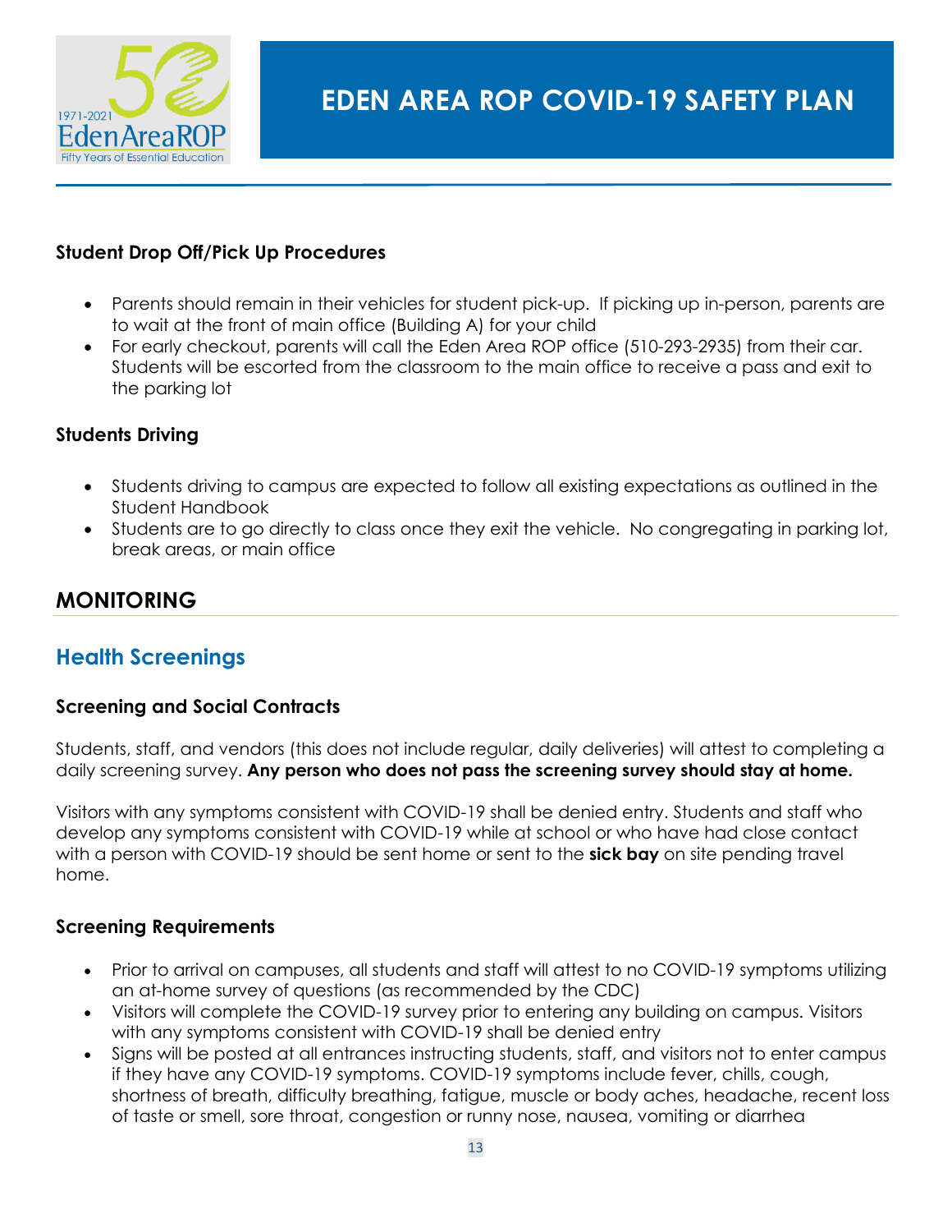### Student Drop Off/Pick Up Procedures

- Parents should remain in their vehicles for student pick-up. If picking up in-person, parents are to wait at the front of main office (Building A) for your child
- For early checkout, parents will call the Eden Area ROP office (510-293-2935) from their car. Students will be escorted from the classroom to the main office to receive a pass and exit to the parking lot

### Students Driving

- Students driving to campus are expected to follow all existing expectations as outlined in the Student Handbook
- Students are to go directly to class once they exit the vehicle. No congregating in parking lot, break areas, or main office

## MONITORING

## Health Screenings

### Screening and Social Contracts

Students, staff, and vendors (this does not include regular, daily deliveries) will attest to completing a daily screening survey. **Any person who does not pass the screening survey should stay at home.**

Visitors with any symptoms consistent with COVID-19 shall be denied entry. Students and staff who develop any symptoms consistent with COVID-19 while at school or who have had close contact with a person with COVID-19 should be sent home or sent to the **sick bay** on site pending travel home.

### Screening Requirements

- Prior to arrival on campuses, all students and staff will attest to no COVID-19 symptoms utilizing an at-home survey of questions (as recommended by the CDC)
- Visitors will complete the COVID-19 survey prior to entering any building on campus. Visitors with any symptoms consistent with COVID-19 shall be denied entry
- Signs will be posted at all entrances instructing students, staff, and visitors not to enter campus if they have any COVID-19 symptoms. COVID-19 symptoms include fever, chills, cough, shortness of breath, difficulty breathing, fatigue, muscle or body aches, headache, recent loss of taste or smell, sore throat, congestion or runny nose, nausea, vomiting or diarrhea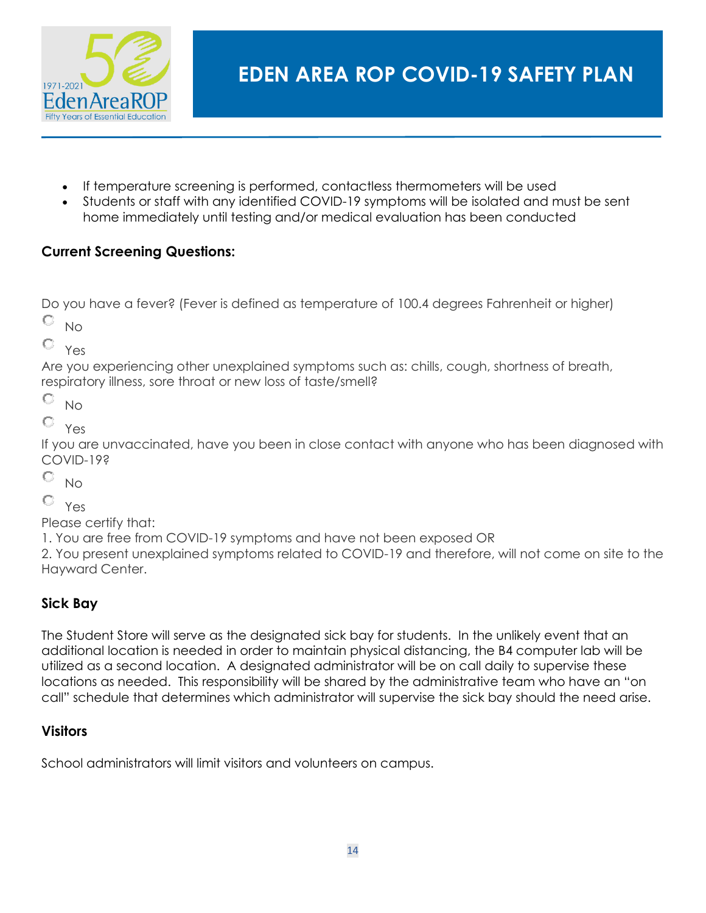- If temperature screening is performed, contactless thermometers will be used
- Students or staff with any identified COVID-19 symptoms will be isolated and must be sent home immediately until testing and/or medical evaluation has been conducted

**Current Screening Questions:**

Do you have a fever? (Fever is defined as temperature of 100.4 degrees Fahrenheit or higher)

○ No

○ Yes

Are you experiencing other unexplained symptoms such as: chills, cough, shortness of breath, respiratory illness, sore throat or new loss of taste/smell?

○ No

○ Yes

If you are unvaccinated, have you been in close contact with anyone who has been diagnosed with COVID-19?

○ No

○ Yes

Please certify that:

1. You are free from COVID-19 symptoms and have not been exposed OR
2. You present unexplained symptoms related to COVID-19 and therefore, will not come on site to the Hayward Center.

**Sick Bay**

The Student Store will serve as the designated sick bay for students. In the unlikely event that an additional location is needed in order to maintain physical distancing, the B4 computer lab will be utilized as a second location. A designated administrator will be on call daily to supervise these locations as needed. This responsibility will be shared by the administrative team who have an "on call" schedule that determines which administrator will supervise the sick bay should the need arise.

**Visitors**

School administrators will limit visitors and volunteers on campus.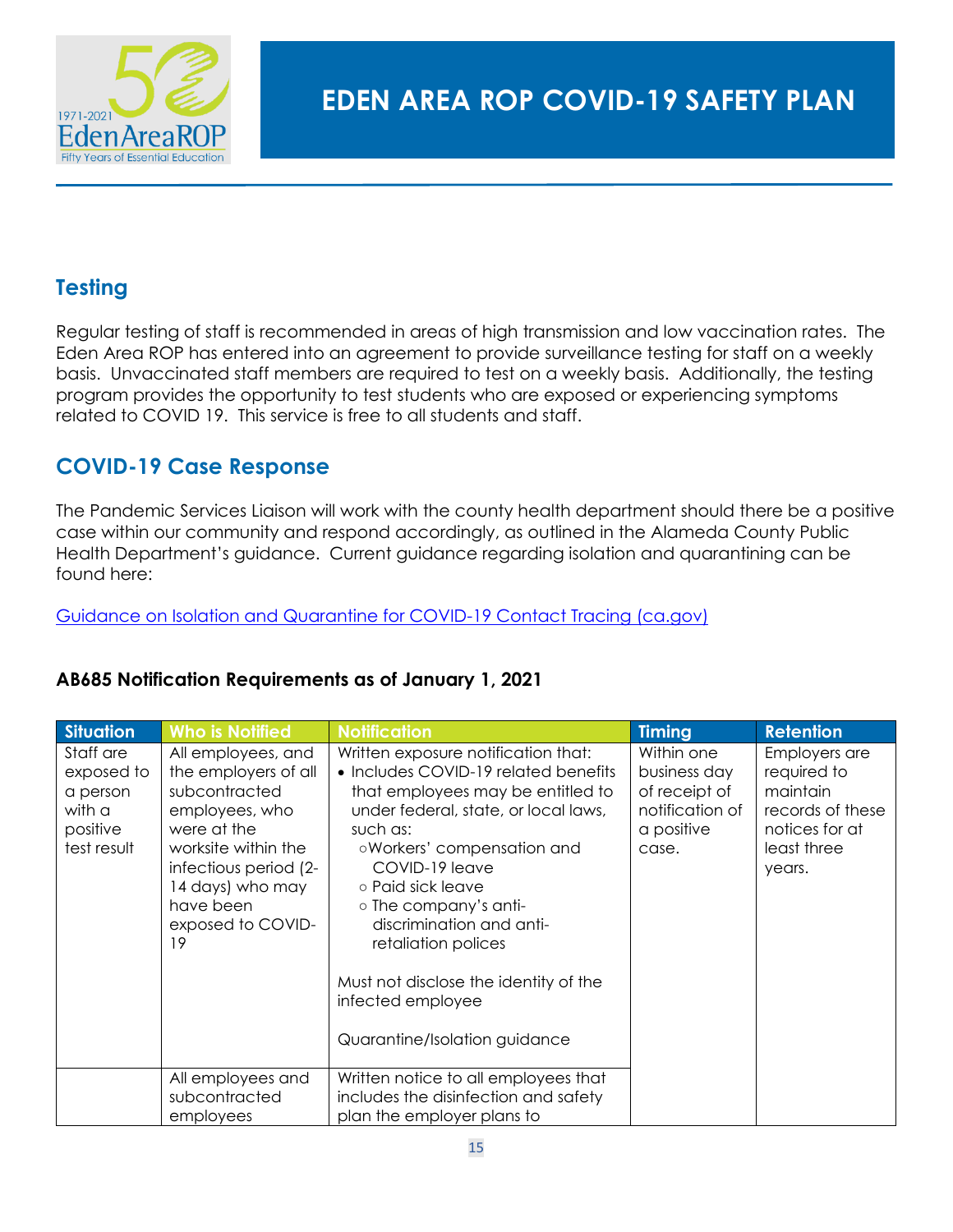## Testing

Regular testing of staff is recommended in areas of high transmission and low vaccination rates. The Eden Area ROP has entered into an agreement to provide surveillance testing for staff on a weekly basis. Unvaccinated staff members are required to test on a weekly basis. Additionally, the testing program provides the opportunity to test students who are exposed or experiencing symptoms related to COVID 19. This service is free to all students and staff.

## COVID-19 Case Response

The Pandemic Services Liaison will work with the county health department should there be a positive case within our community and respond accordingly, as outlined in the Alameda County Public Health Department's guidance. Current guidance regarding isolation and quarantining can be found here:

[Guidance on Isolation and Quarantine for COVID-19 Contact Tracing (ca.gov)]

### AB685 Notification Requirements as of January 1, 2021

| Situation | Who is Notified | Notification | Timing | Retention |
|---|---|---|---|---|
| Staff are exposed to a person with a positive test result | All employees, and the employers of all subcontracted employees, who were at the worksite within the infectious period (2-14 days) who may have been exposed to COVID-19 | Written exposure notification that:<br>• Includes COVID-19 related benefits that employees may be entitled to under federal, state, or local laws, such as:<br>○ Workers' compensation and COVID-19 leave<br>○ Paid sick leave<br>○ The company's anti-discrimination and anti-retaliation polices<br><br>Must not disclose the identity of the infected employee<br><br>Quarantine/Isolation guidance | Within one business day of receipt of notification of a positive case. | Employers are required to maintain records of these notices for at least three years. |
| | All employees and subcontracted employees | Written notice to all employees that includes the disinfection and safety plan the employer plans to | | |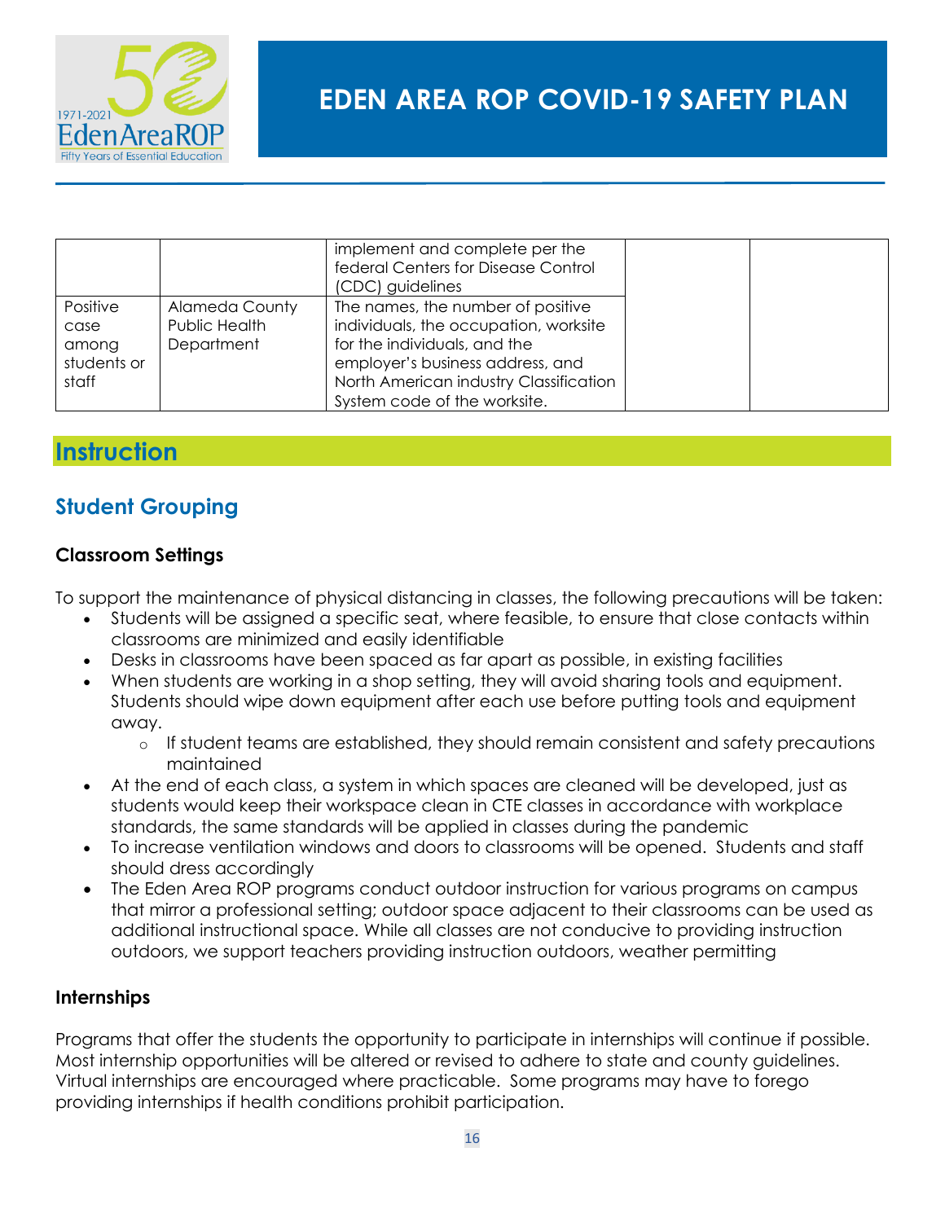| | | implement and complete per the federal Centers for Disease Control (CDC) guidelines | | |
|---|---|---|---|---|
| Positive case among students or staff | Alameda County Public Health Department | The names, the number of positive individuals, the occupation, worksite for the individuals, and the employer's business address, and North American industry Classification System code of the worksite. | | |

# Instruction

## Student Grouping

### Classroom Settings

To support the maintenance of physical distancing in classes, the following precautions will be taken:

- Students will be assigned a specific seat, where feasible, to ensure that close contacts within classrooms are minimized and easily identifiable
- Desks in classrooms have been spaced as far apart as possible, in existing facilities
- When students are working in a shop setting, they will avoid sharing tools and equipment. Students should wipe down equipment after each use before putting tools and equipment away.
  - If student teams are established, they should remain consistent and safety precautions maintained
- At the end of each class, a system in which spaces are cleaned will be developed, just as students would keep their workspace clean in CTE classes in accordance with workplace standards, the same standards will be applied in classes during the pandemic
- To increase ventilation windows and doors to classrooms will be opened. Students and staff should dress accordingly
- The Eden Area ROP programs conduct outdoor instruction for various programs on campus that mirror a professional setting; outdoor space adjacent to their classrooms can be used as additional instructional space. While all classes are not conducive to providing instruction outdoors, we support teachers providing instruction outdoors, weather permitting

### Internships

Programs that offer the students the opportunity to participate in internships will continue if possible. Most internship opportunities will be altered or revised to adhere to state and county guidelines. Virtual internships are encouraged where practicable. Some programs may have to forego providing internships if health conditions prohibit participation.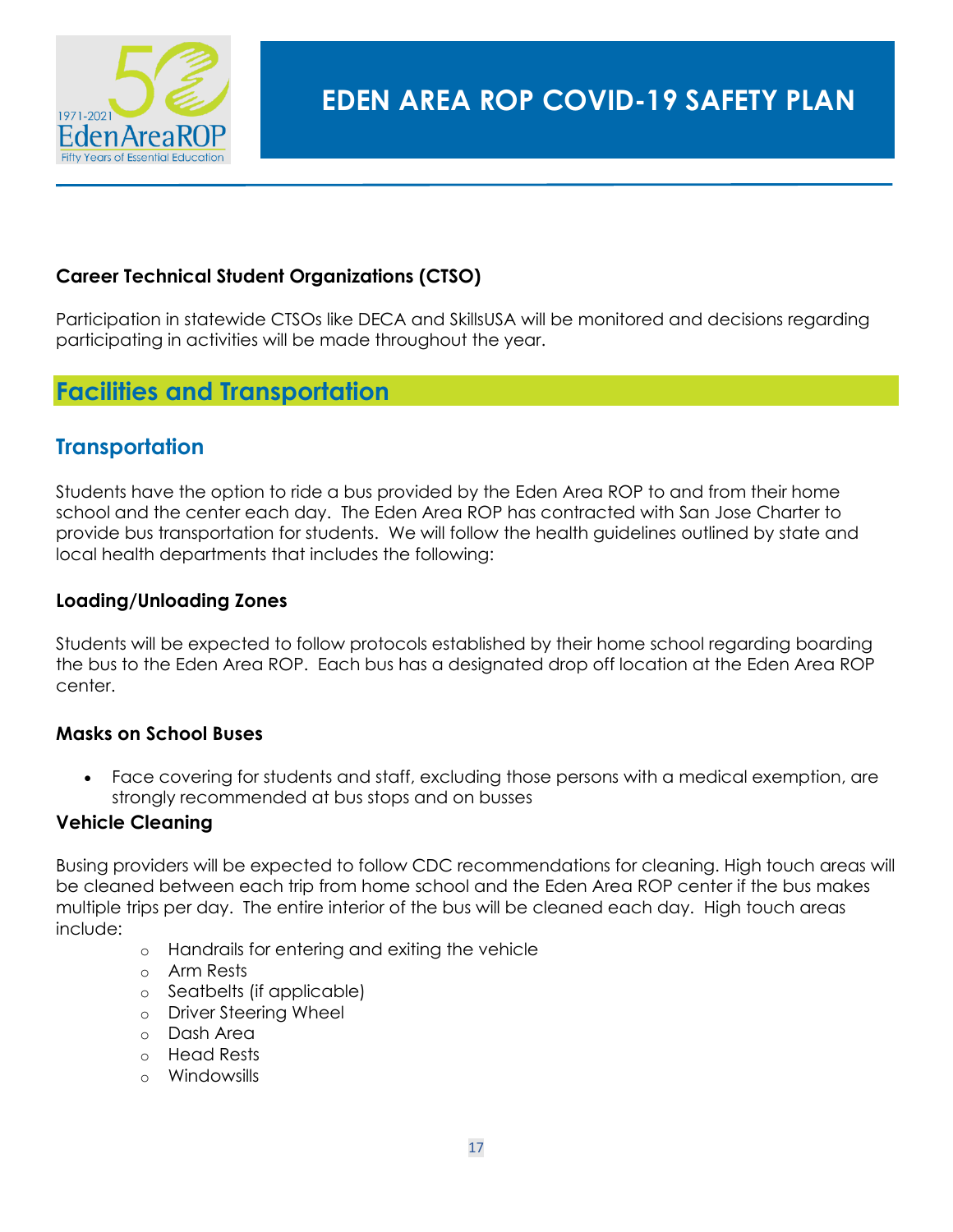### Career Technical Student Organizations (CTSO)

Participation in statewide CTSOs like DECA and SkillsUSA will be monitored and decisions regarding participating in activities will be made throughout the year.

## Facilities and Transportation

### Transportation

Students have the option to ride a bus provided by the Eden Area ROP to and from their home school and the center each day. The Eden Area ROP has contracted with San Jose Charter to provide bus transportation for students. We will follow the health guidelines outlined by state and local health departments that includes the following:

#### Loading/Unloading Zones

Students will be expected to follow protocols established by their home school regarding boarding the bus to the Eden Area ROP. Each bus has a designated drop off location at the Eden Area ROP center.

#### Masks on School Buses

- Face covering for students and staff, excluding those persons with a medical exemption, are strongly recommended at bus stops and on busses

#### Vehicle Cleaning

Busing providers will be expected to follow CDC recommendations for cleaning. High touch areas will be cleaned between each trip from home school and the Eden Area ROP center if the bus makes multiple trips per day. The entire interior of the bus will be cleaned each day. High touch areas include:

- Handrails for entering and exiting the vehicle
- Arm Rests
- Seatbelts (if applicable)
- Driver Steering Wheel
- Dash Area
- Head Rests
- Windowsills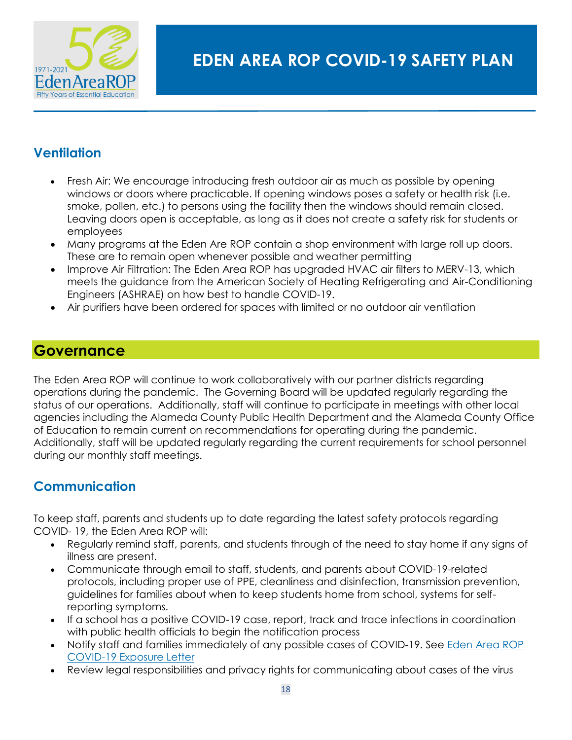## Ventilation

- Fresh Air: We encourage introducing fresh outdoor air as much as possible by opening windows or doors where practicable. If opening windows poses a safety or health risk (i.e. smoke, pollen, etc.) to persons using the facility then the windows should remain closed. Leaving doors open is acceptable, as long as it does not create a safety risk for students or employees
- Many programs at the Eden Are ROP contain a shop environment with large roll up doors. These are to remain open whenever possible and weather permitting
- Improve Air Filtration: The Eden Area ROP has upgraded HVAC air filters to MERV-13, which meets the guidance from the American Society of Heating Refrigerating and Air-Conditioning Engineers (ASHRAE) on how best to handle COVID-19.
- Air purifiers have been ordered for spaces with limited or no outdoor air ventilation

# Governance

The Eden Area ROP will continue to work collaboratively with our partner districts regarding operations during the pandemic. The Governing Board will be updated regularly regarding the status of our operations. Additionally, staff will continue to participate in meetings with other local agencies including the Alameda County Public Health Department and the Alameda County Office of Education to remain current on recommendations for operating during the pandemic. Additionally, staff will be updated regularly regarding the current requirements for school personnel during our monthly staff meetings.

## Communication

To keep staff, parents and students up to date regarding the latest safety protocols regarding COVID- 19, the Eden Area ROP will:

- Regularly remind staff, parents, and students through of the need to stay home if any signs of illness are present.
- Communicate through email to staff, students, and parents about COVID-19-related protocols, including proper use of PPE, cleanliness and disinfection, transmission prevention, guidelines for families about when to keep students home from school, systems for self-reporting symptoms.
- If a school has a positive COVID-19 case, report, track and trace infections in coordination with public health officials to begin the notification process
- Notify staff and families immediately of any possible cases of COVID-19. See Eden Area ROP COVID-19 Exposure Letter
- Review legal responsibilities and privacy rights for communicating about cases of the virus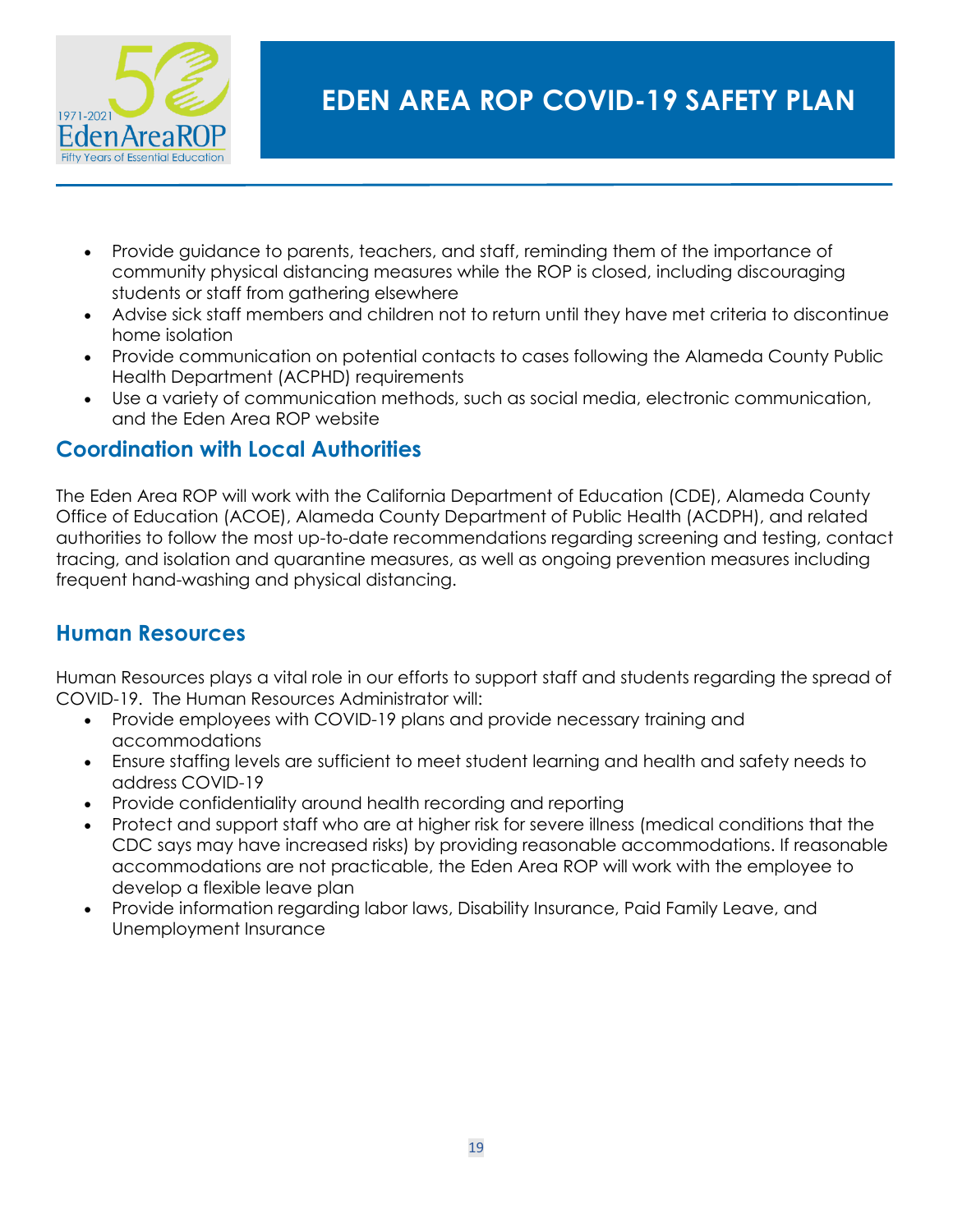- Provide guidance to parents, teachers, and staff, reminding them of the importance of community physical distancing measures while the ROP is closed, including discouraging students or staff from gathering elsewhere
- Advise sick staff members and children not to return until they have met criteria to discontinue home isolation
- Provide communication on potential contacts to cases following the Alameda County Public Health Department (ACPHD) requirements
- Use a variety of communication methods, such as social media, electronic communication, and the Eden Area ROP website

## Coordination with Local Authorities

The Eden Area ROP will work with the California Department of Education (CDE), Alameda County Office of Education (ACOE), Alameda County Department of Public Health (ACDPH), and related authorities to follow the most up-to-date recommendations regarding screening and testing, contact tracing, and isolation and quarantine measures, as well as ongoing prevention measures including frequent hand-washing and physical distancing.

## Human Resources

Human Resources plays a vital role in our efforts to support staff and students regarding the spread of COVID-19. The Human Resources Administrator will:

- Provide employees with COVID-19 plans and provide necessary training and accommodations
- Ensure staffing levels are sufficient to meet student learning and health and safety needs to address COVID-19
- Provide confidentiality around health recording and reporting
- Protect and support staff who are at higher risk for severe illness (medical conditions that the CDC says may have increased risks) by providing reasonable accommodations. If reasonable accommodations are not practicable, the Eden Area ROP will work with the employee to develop a flexible leave plan
- Provide information regarding labor laws, Disability Insurance, Paid Family Leave, and Unemployment Insurance